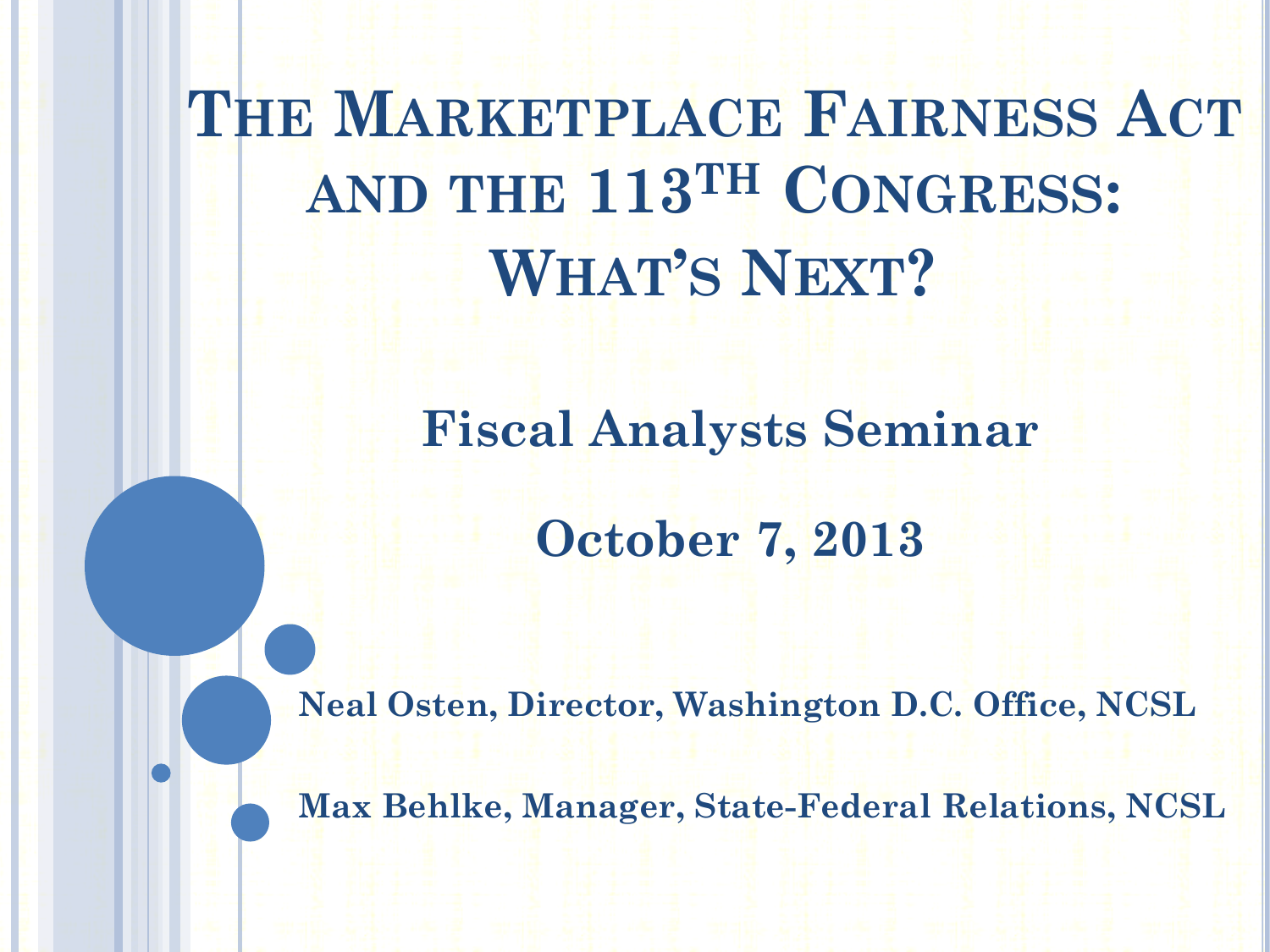# The Marketplace Fairness Act and the 113th Congress: What's Next?

**Fiscal Analysts Seminar**

**October 7, 2013**

**Neal Osten, Director, Washington D.C. Office, NCSL**

**Max Behlke, Manager, State-Federal Relations, NCSL**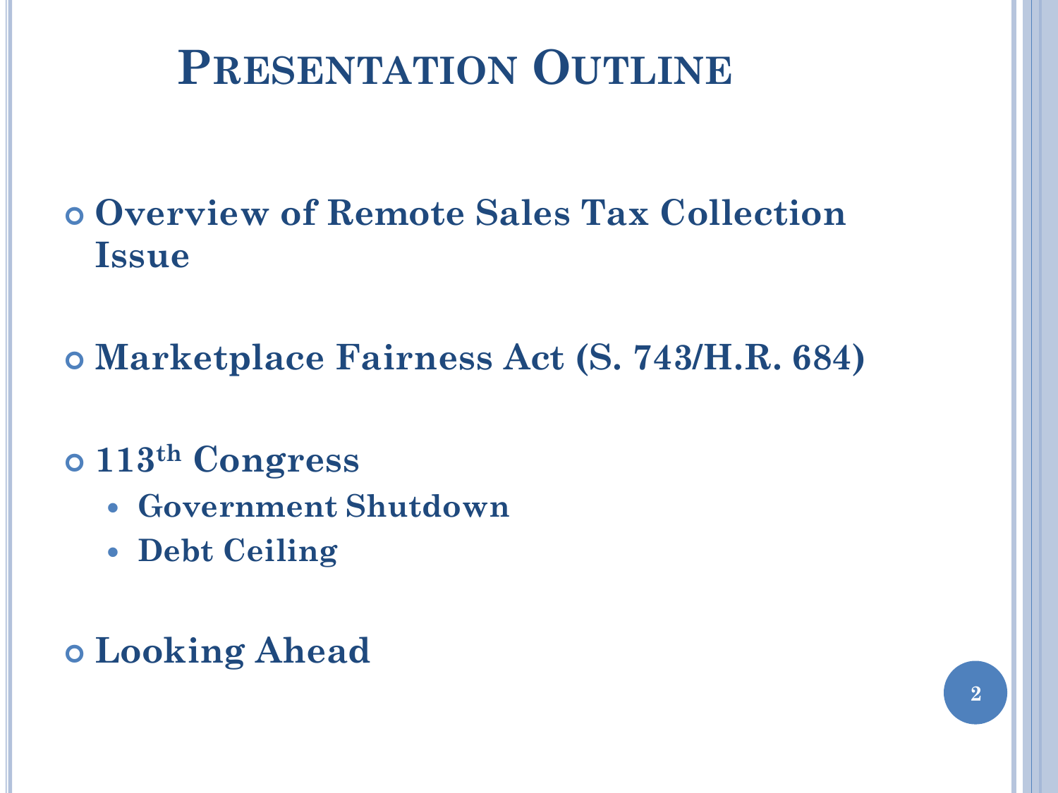# Presentation Outline

- Overview of Remote Sales Tax Collection Issue
- Marketplace Fairness Act (S. 743/H.R. 684)
- 113$^{th}$ Congress
  - Government Shutdown
  - Debt Ceiling
- Looking Ahead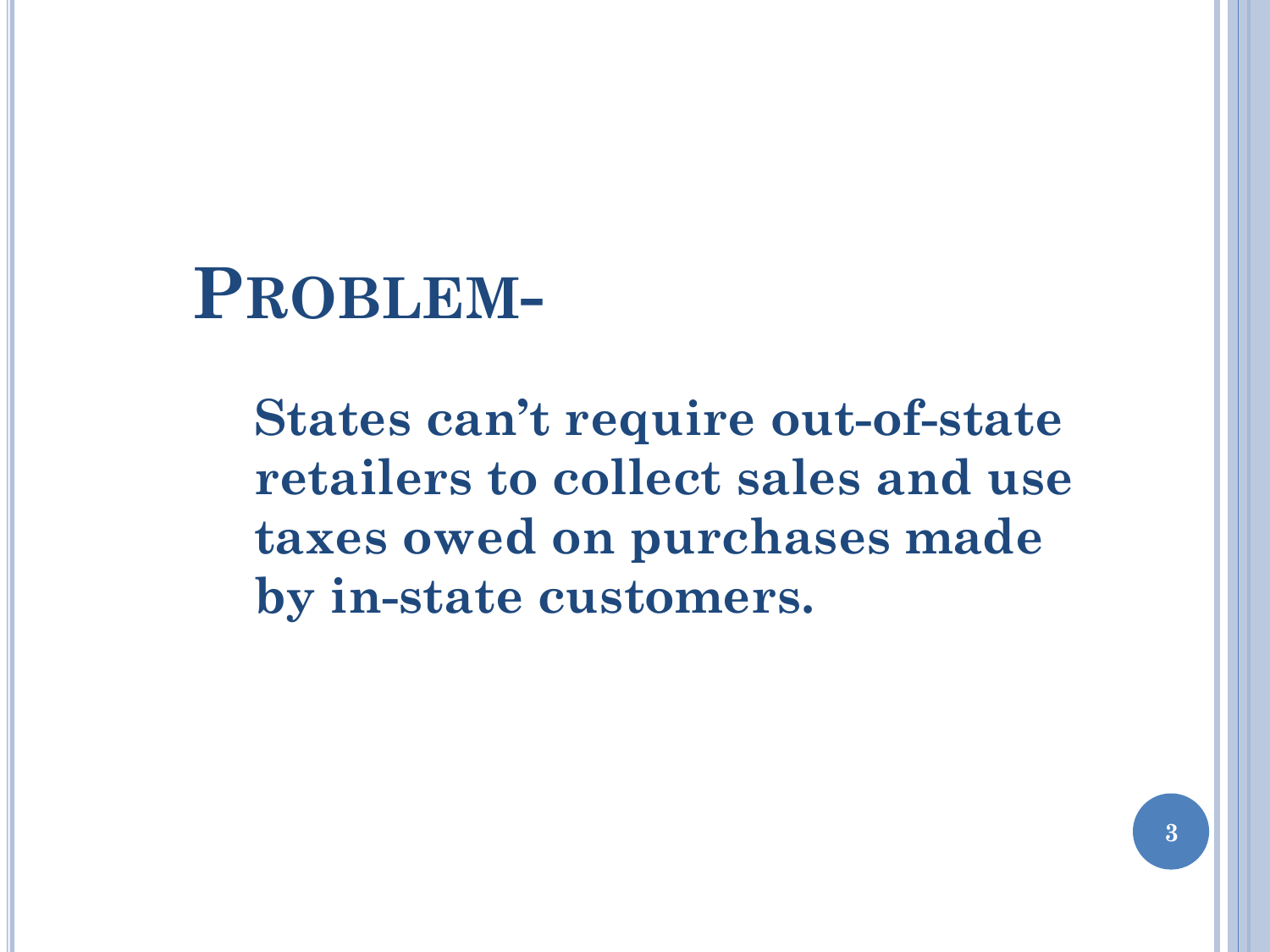# Problem-

**States can't require out-of-state retailers to collect sales and use taxes owed on purchases made by in-state customers.**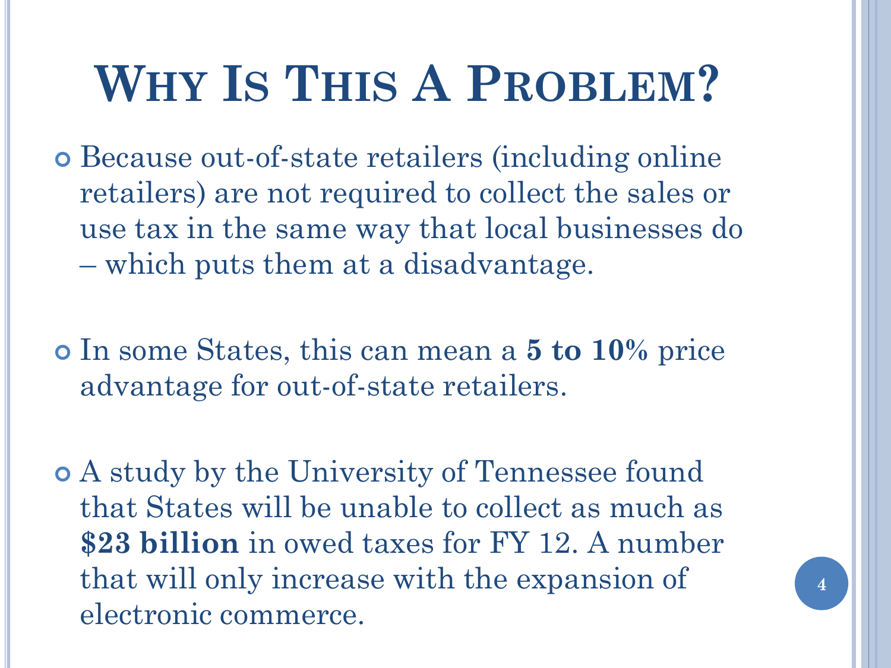# Why Is This A Problem?

- Because out-of-state retailers (including online retailers) are not required to collect the sales or use tax in the same way that local businesses do – which puts them at a disadvantage.

- In some States, this can mean a **5 to 10%** price advantage for out-of-state retailers.

- A study by the University of Tennessee found that States will be unable to collect as much as **$23 billion** in owed taxes for FY 12. A number that will only increase with the expansion of electronic commerce.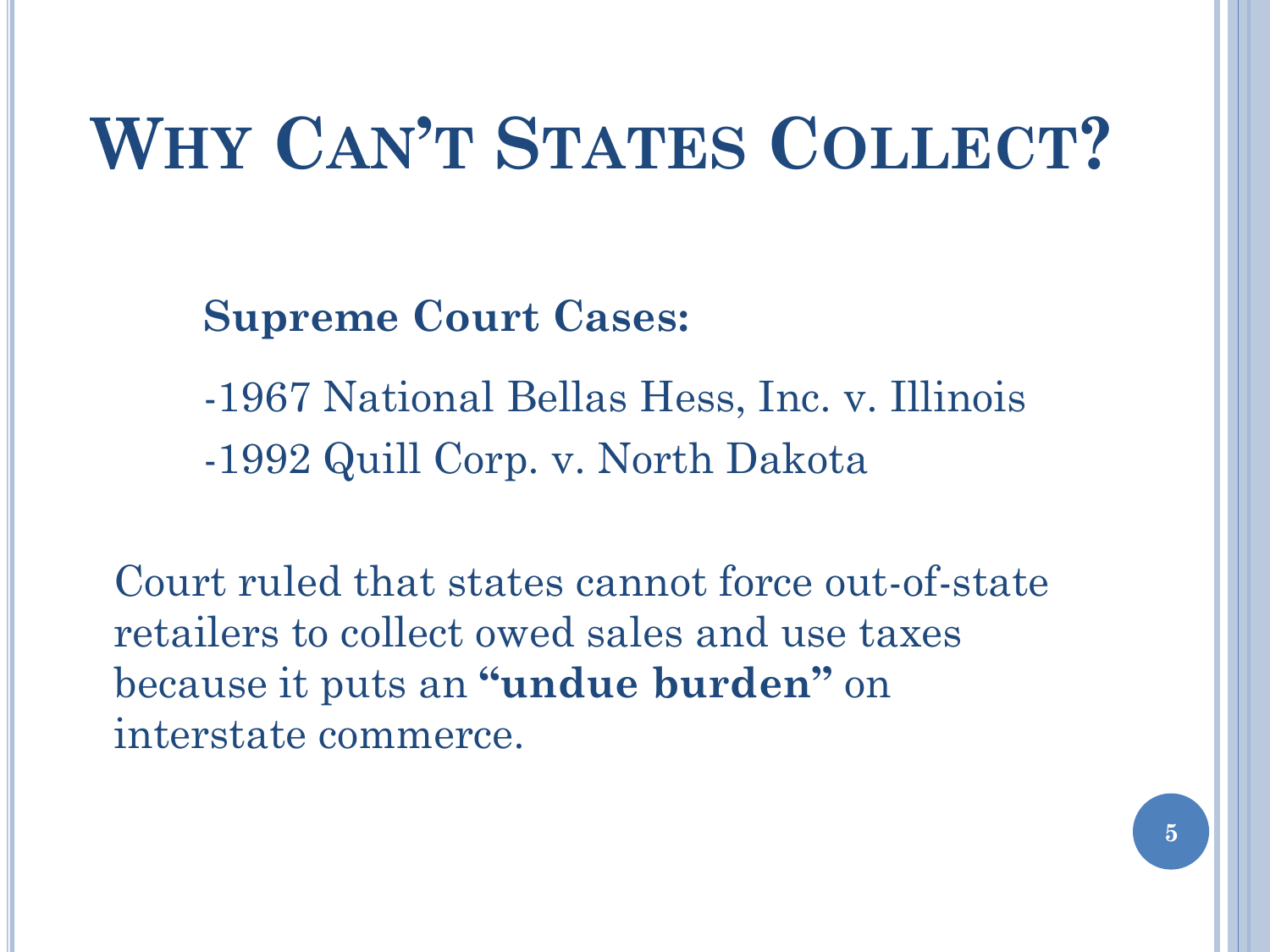# Why Can't States Collect?

**Supreme Court Cases:**

-1967 National Bellas Hess, Inc. v. Illinois

-1992 Quill Corp. v. North Dakota

Court ruled that states cannot force out-of-state retailers to collect owed sales and use taxes because it puts an **"undue burden"** on interstate commerce.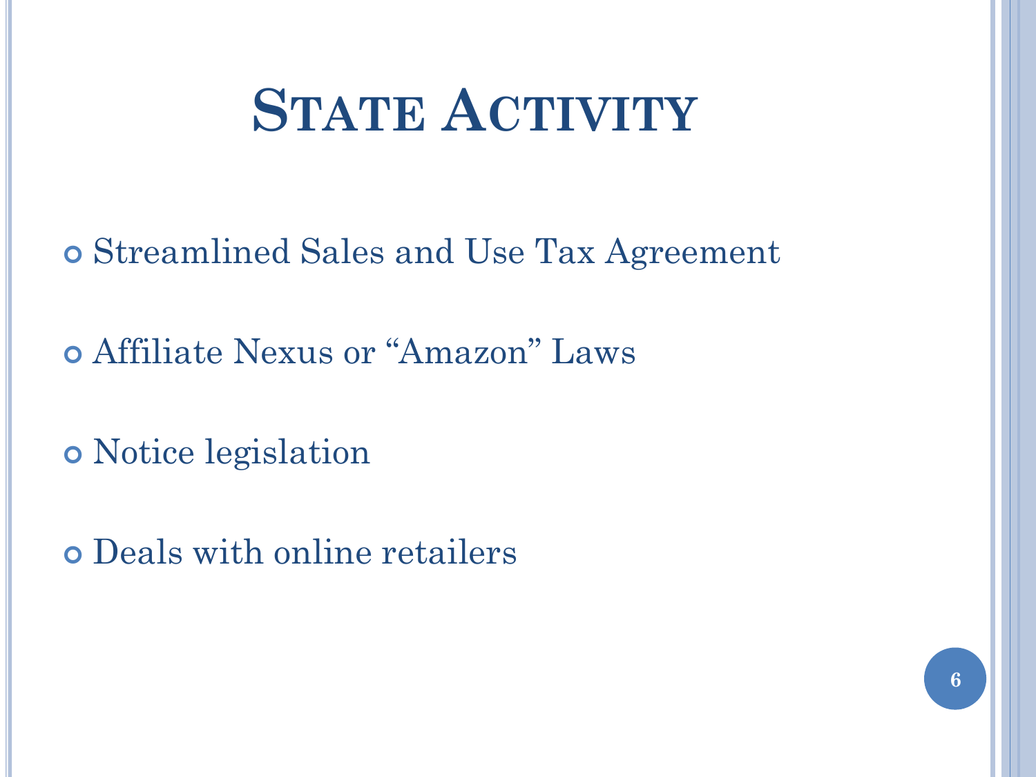# State Activity

- Streamlined Sales and Use Tax Agreement
- Affiliate Nexus or "Amazon" Laws
- Notice legislation
- Deals with online retailers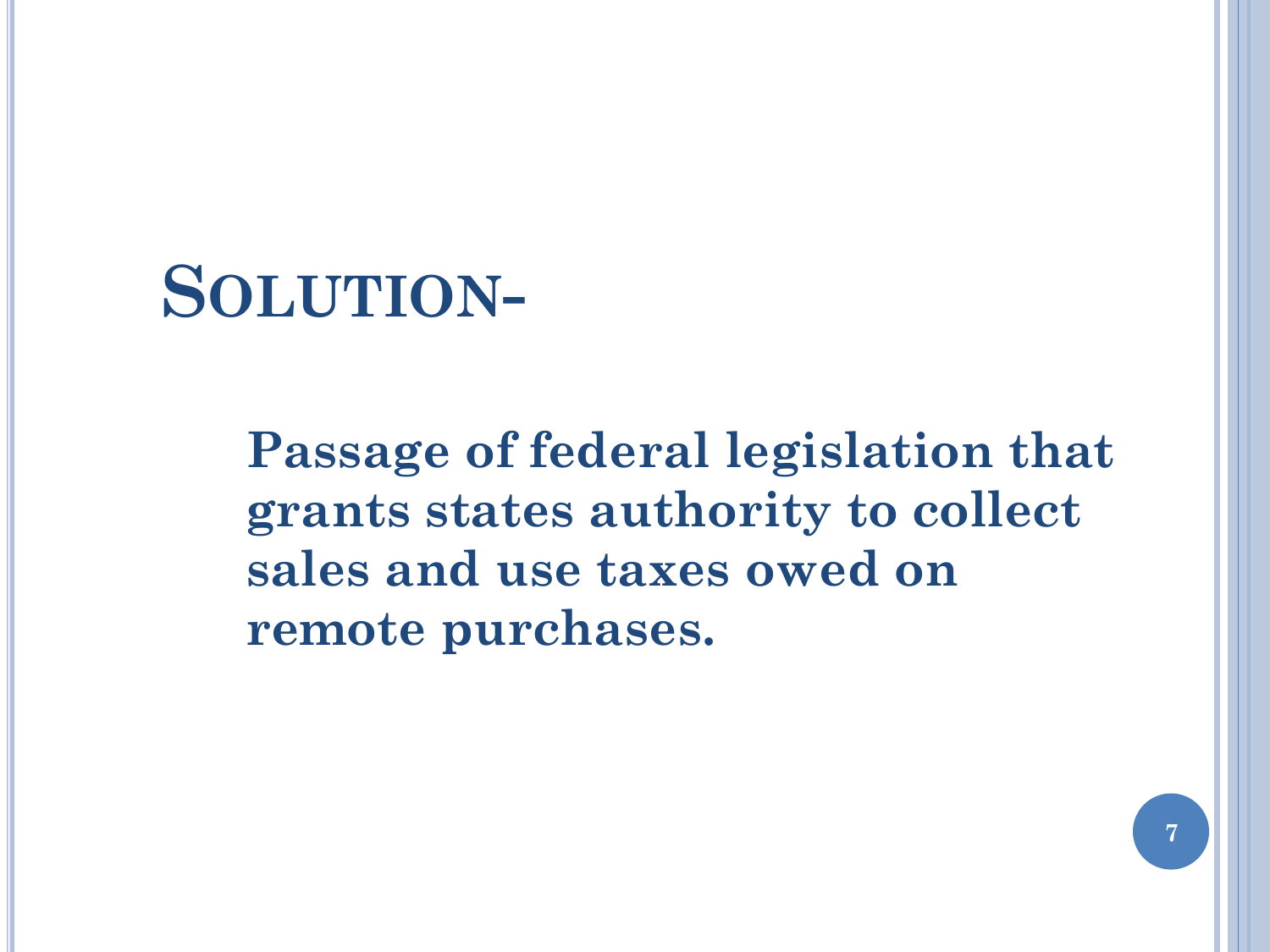# Solution-

**Passage of federal legislation that grants states authority to collect sales and use taxes owed on remote purchases.**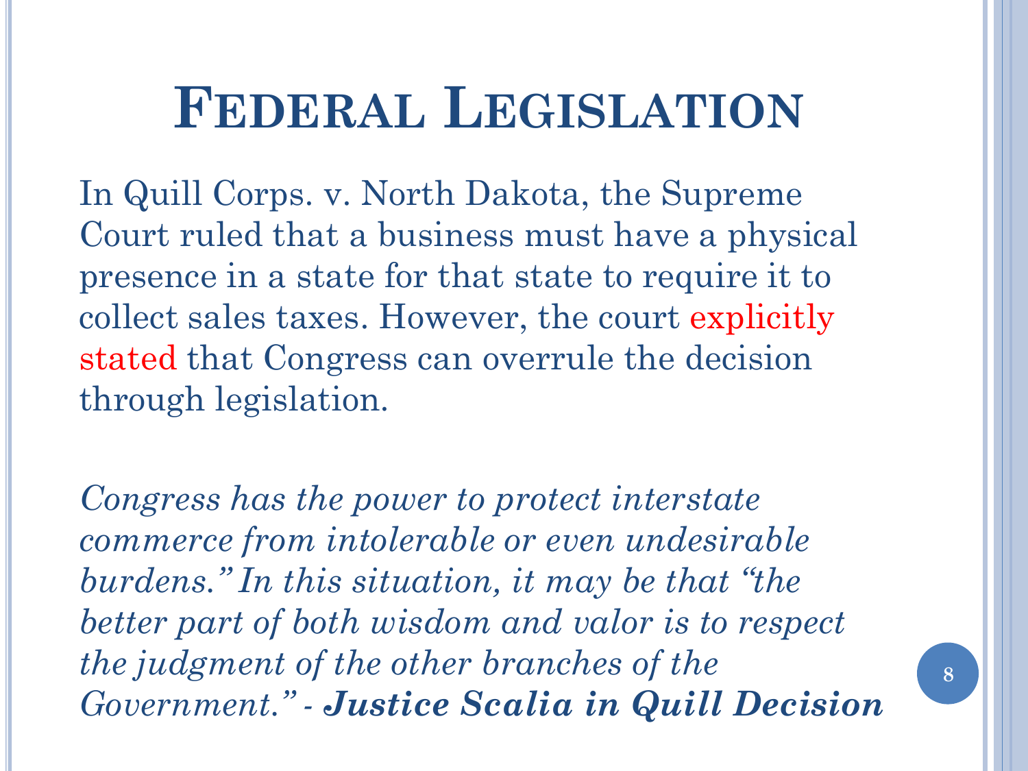# Federal Legislation

In Quill Corps. v. North Dakota, the Supreme Court ruled that a business must have a physical presence in a state for that state to require it to collect sales taxes. However, the court explicitly stated that Congress can overrule the decision through legislation.

*Congress has the power to protect interstate commerce from intolerable or even undesirable burdens." In this situation, it may be that "the better part of both wisdom and valor is to respect the judgment of the other branches of the Government." -* ***Justice Scalia in Quill Decision***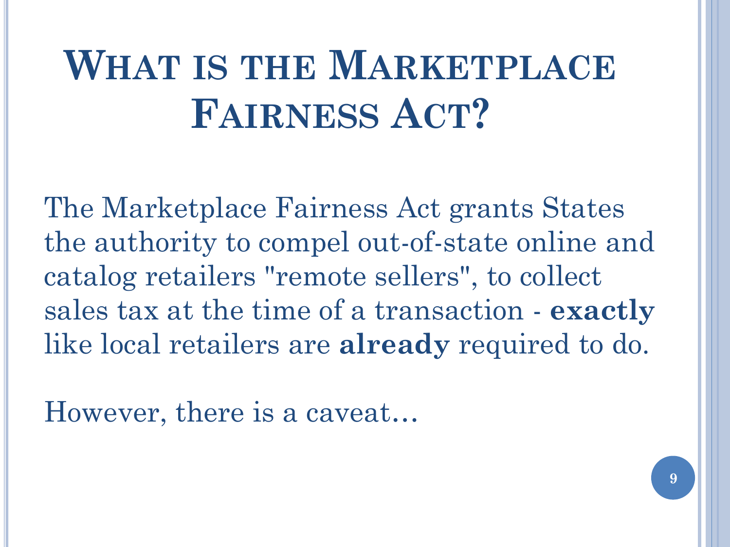# What is the Marketplace Fairness Act?

The Marketplace Fairness Act grants States the authority to compel out-of-state online and catalog retailers "remote sellers", to collect sales tax at the time of a transaction - **exactly** like local retailers are **already** required to do.

However, there is a caveat…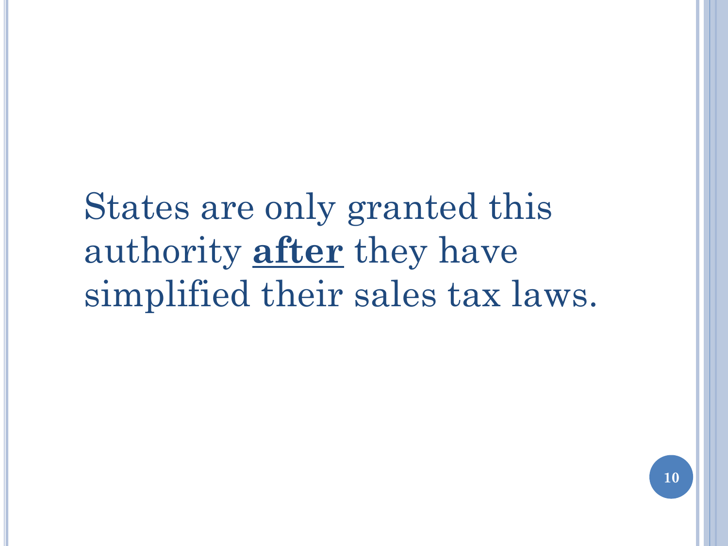States are only granted this authority **<u>after</u>** they have simplified their sales tax laws.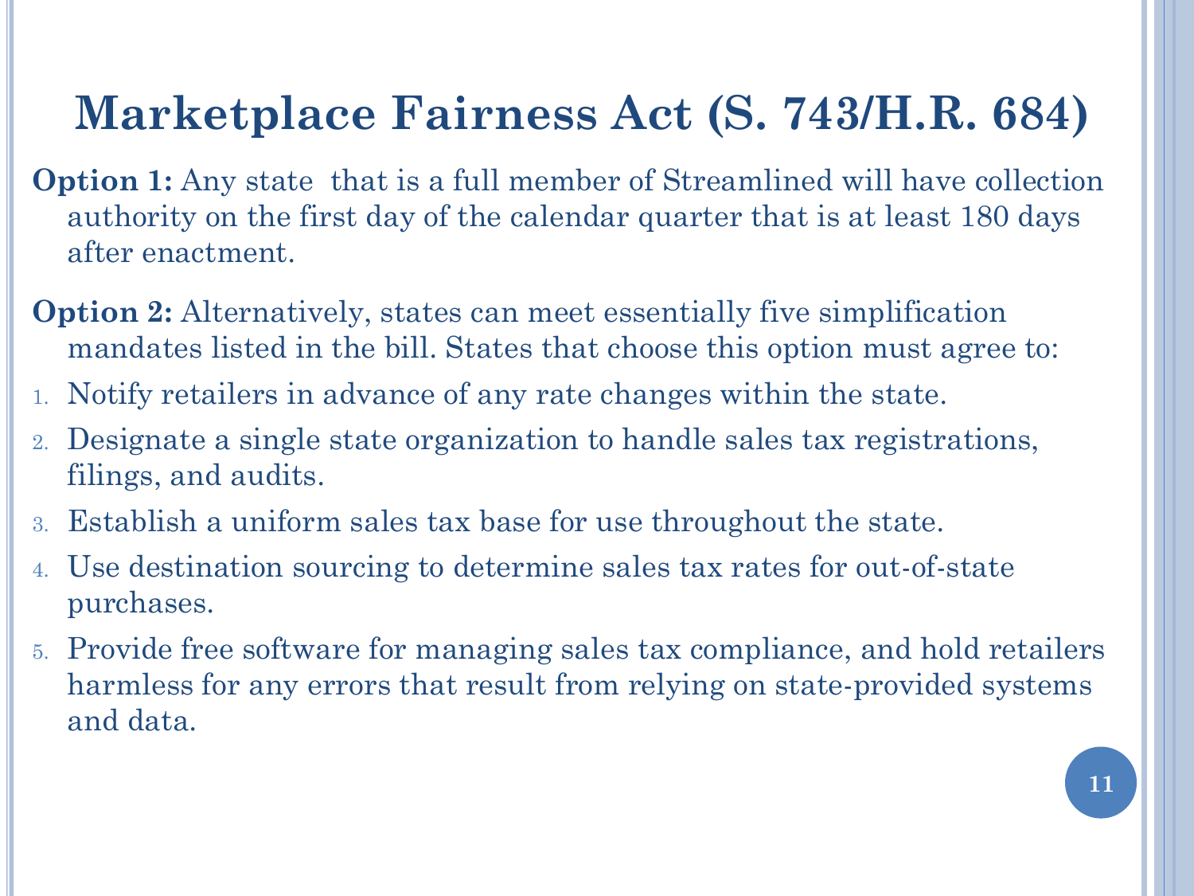# Marketplace Fairness Act (S. 743/H.R. 684)

**Option 1:** Any state  that is a full member of Streamlined will have collection authority on the first day of the calendar quarter that is at least 180 days after enactment.

**Option 2:** Alternatively, states can meet essentially five simplification mandates listed in the bill. States that choose this option must agree to:

1. Notify retailers in advance of any rate changes within the state.
2. Designate a single state organization to handle sales tax registrations, filings, and audits.
3. Establish a uniform sales tax base for use throughout the state.
4. Use destination sourcing to determine sales tax rates for out-of-state purchases.
5. Provide free software for managing sales tax compliance, and hold retailers harmless for any errors that result from relying on state-provided systems and data.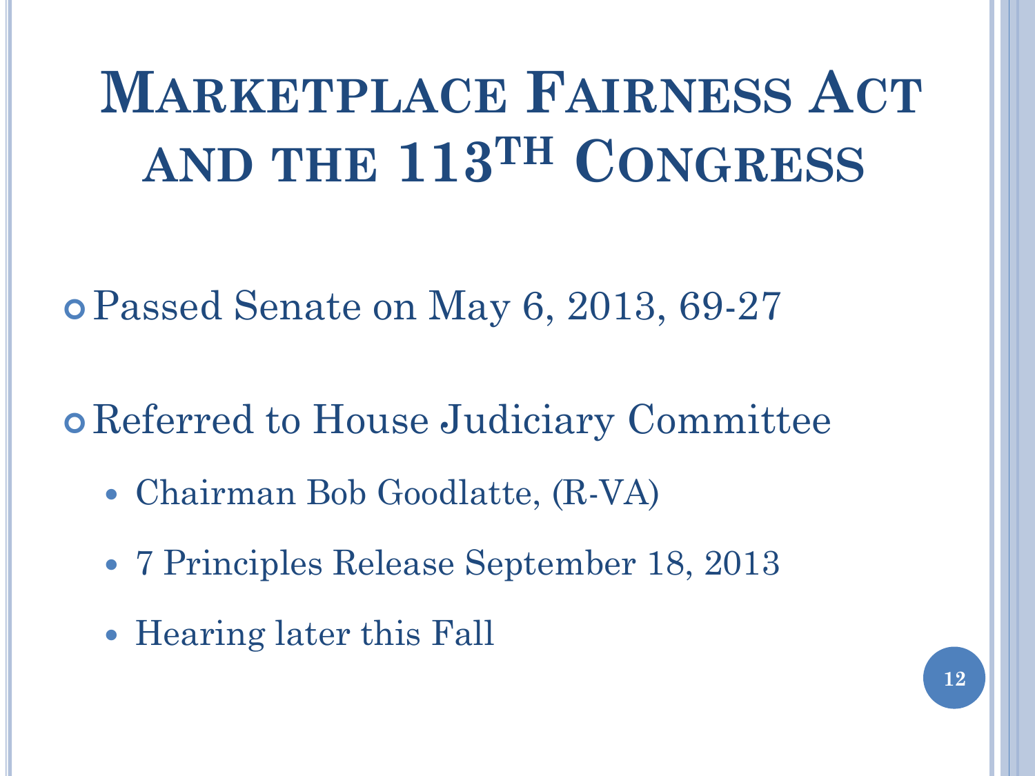# Marketplace Fairness Act and the 113th Congress

- Passed Senate on May 6, 2013, 69-27
- Referred to House Judiciary Committee
  - Chairman Bob Goodlatte, (R-VA)
  - 7 Principles Release September 18, 2013
  - Hearing later this Fall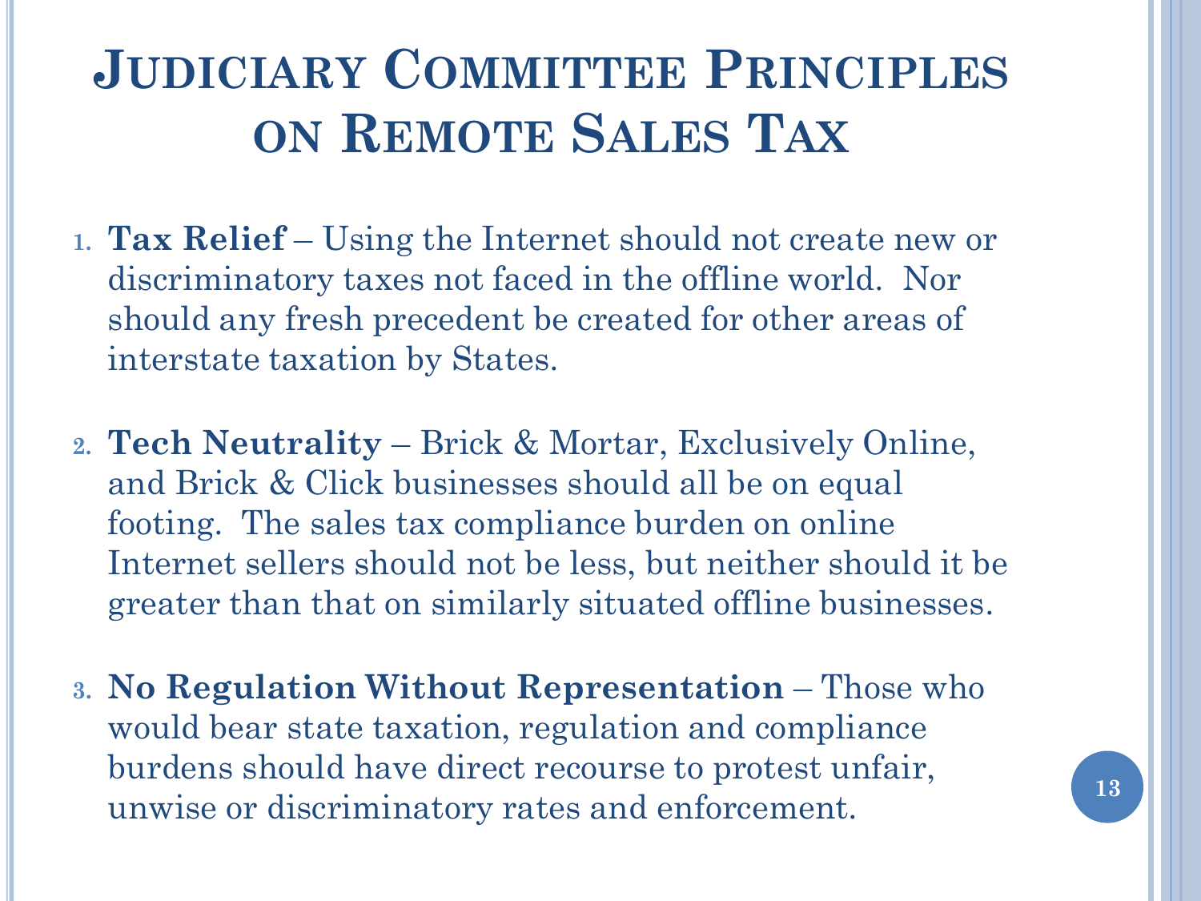# Judiciary Committee Principles on Remote Sales Tax

1. **Tax Relief** – Using the Internet should not create new or discriminatory taxes not faced in the offline world. Nor should any fresh precedent be created for other areas of interstate taxation by States.

2. **Tech Neutrality** – Brick & Mortar, Exclusively Online, and Brick & Click businesses should all be on equal footing. The sales tax compliance burden on online Internet sellers should not be less, but neither should it be greater than that on similarly situated offline businesses.

3. **No Regulation Without Representation** – Those who would bear state taxation, regulation and compliance burdens should have direct recourse to protest unfair, unwise or discriminatory rates and enforcement.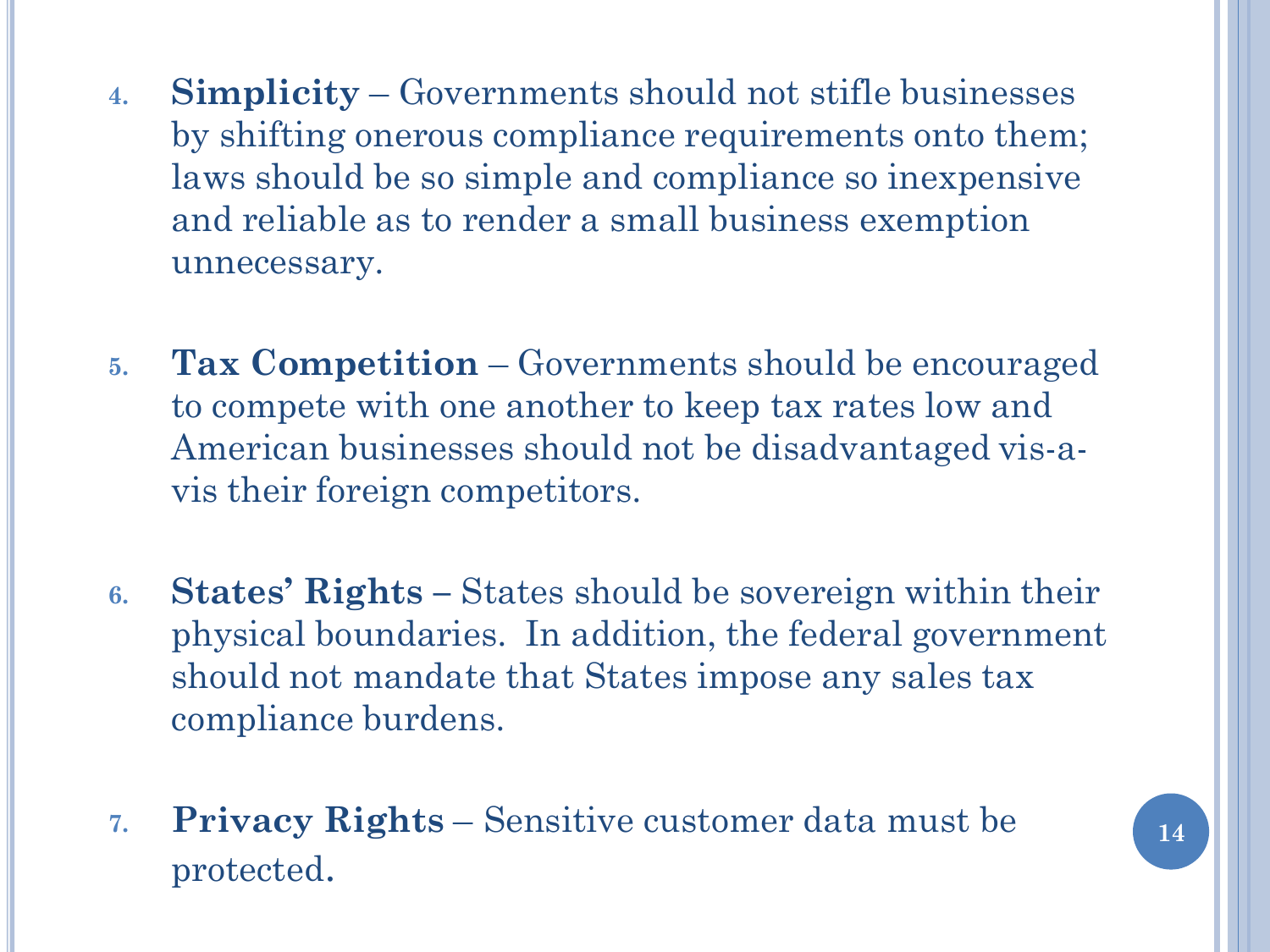4. **Simplicity** – Governments should not stifle businesses by shifting onerous compliance requirements onto them; laws should be so simple and compliance so inexpensive and reliable as to render a small business exemption unnecessary.

5. **Tax Competition** – Governments should be encouraged to compete with one another to keep tax rates low and American businesses should not be disadvantaged vis-a-vis their foreign competitors.

6. **States' Rights –** States should be sovereign within their physical boundaries. In addition, the federal government should not mandate that States impose any sales tax compliance burdens.

7. **Privacy Rights** – Sensitive customer data must be protected.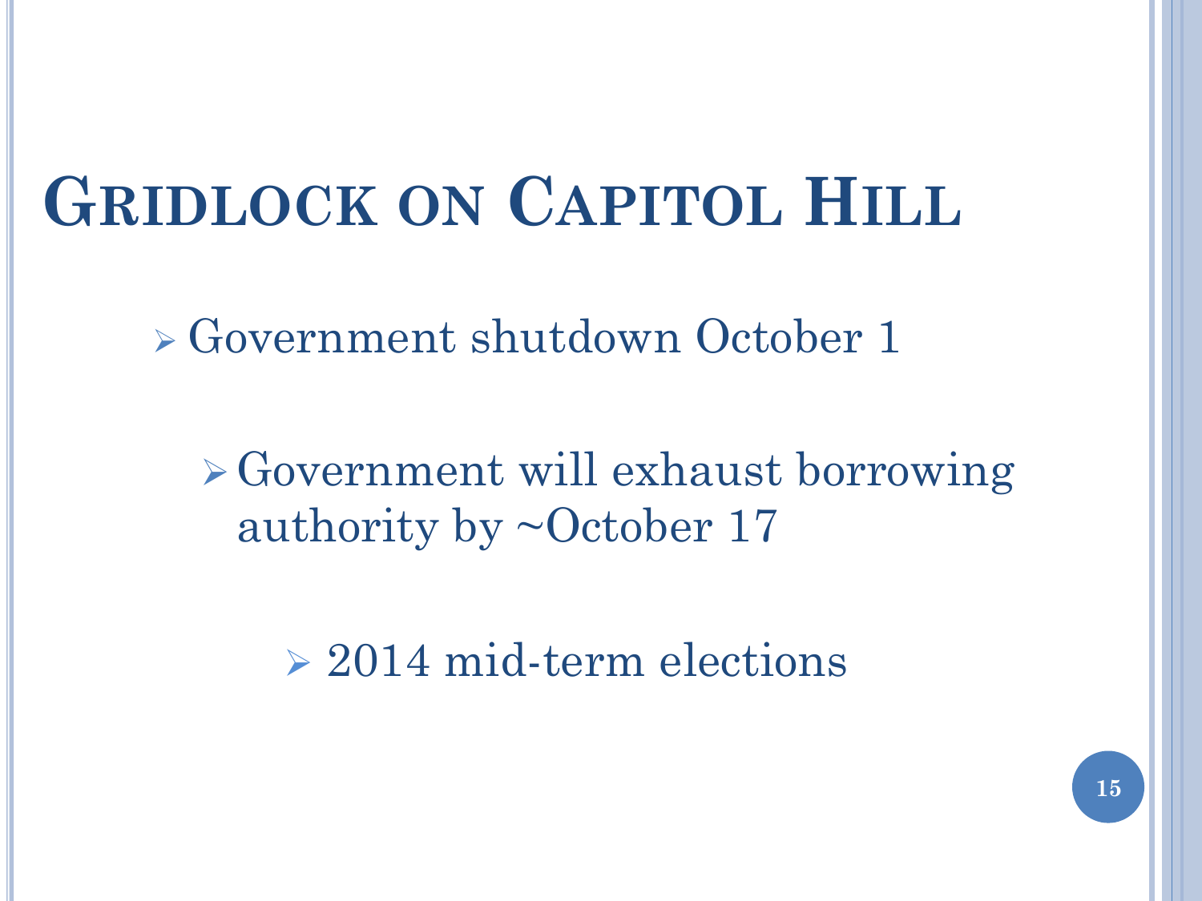# Gridlock on Capitol Hill

- Government shutdown October 1
- Government will exhaust borrowing authority by ~October 17
- 2014 mid-term elections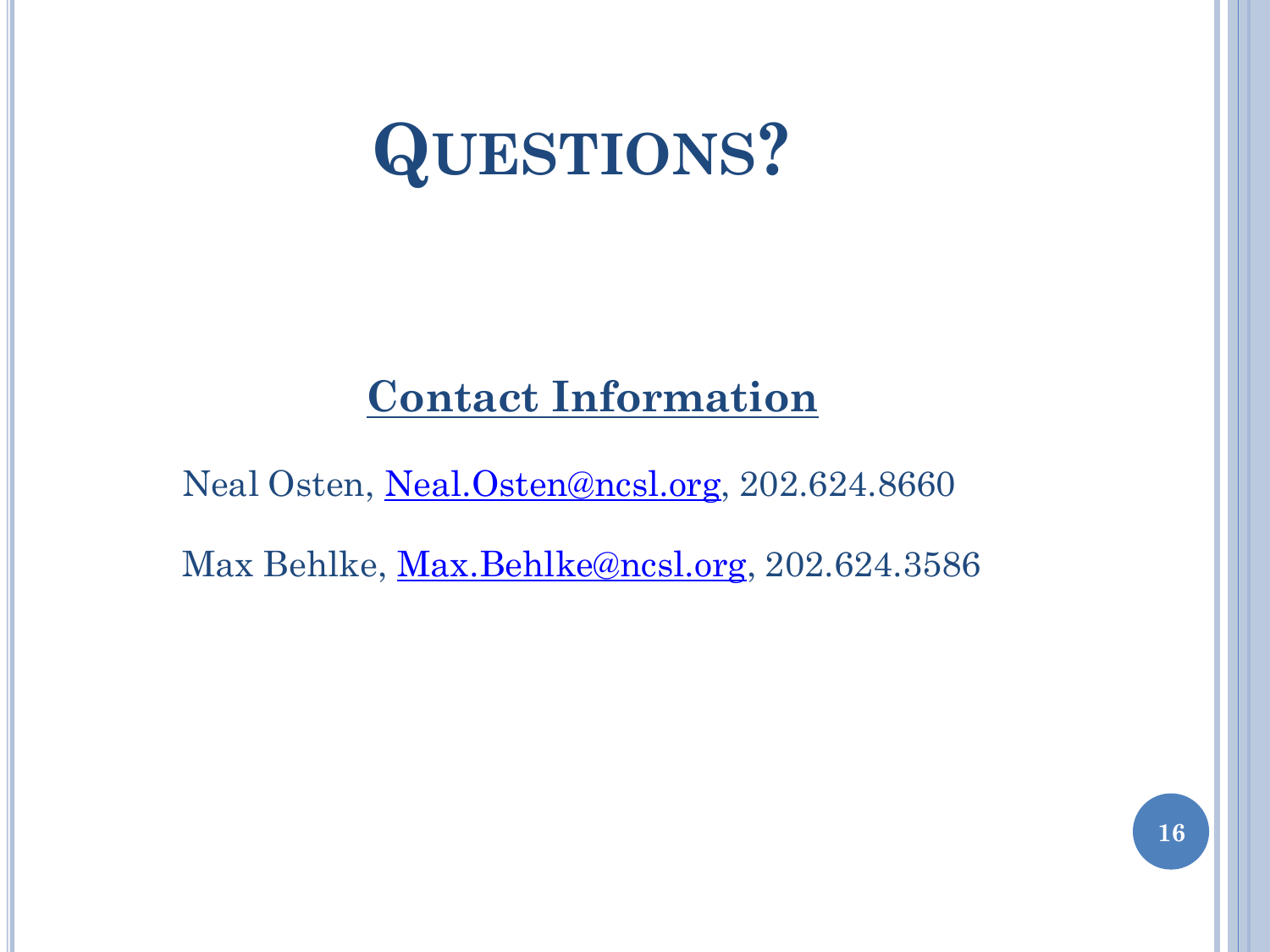# QUESTIONS?

## Contact Information

Neal Osten, Neal.Osten@ncsl.org, 202.624.8660

Max Behlke, Max.Behlke@ncsl.org, 202.624.3586